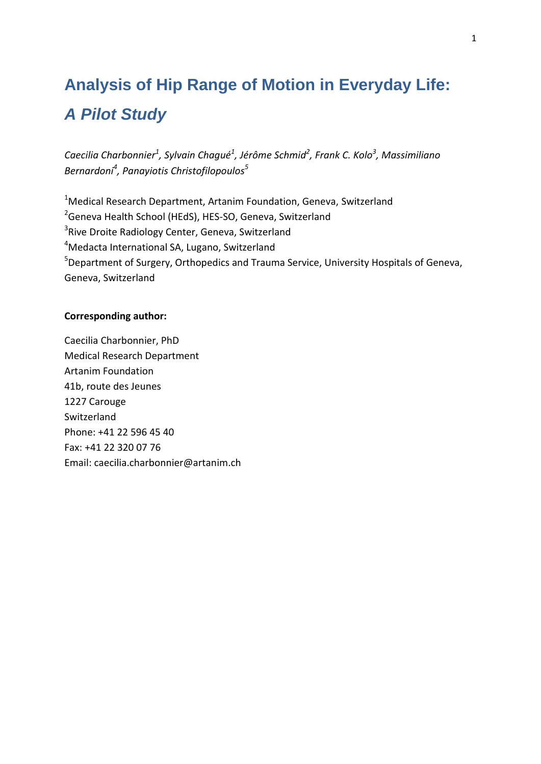# Analysis of Hip Range of Motion in Everyday Life:

## *A Pilot Study*

*Caecilia Charbonnier[1], Sylvain Chagué[1], Jérôme Schmid[2], Frank C. Kolo[3], Massimiliano Bernardoni[4], Panayiotis Christofilopoulos[5]*

[1]Medical Research Department, Artanim Foundation, Geneva, Switzerland
[2]Geneva Health School (HEdS), HES-SO, Geneva, Switzerland
[3]Rive Droite Radiology Center, Geneva, Switzerland
[4]Medacta International SA, Lugano, Switzerland
[5]Department of Surgery, Orthopedics and Trauma Service, University Hospitals of Geneva, Geneva, Switzerland

**Corresponding author:**

Caecilia Charbonnier, PhD
Medical Research Department
Artanim Foundation
41b, route des Jeunes
1227 Carouge
Switzerland
Phone: +41 22 596 45 40
Fax: +41 22 320 07 76
Email: caecilia.charbonnier@artanim.ch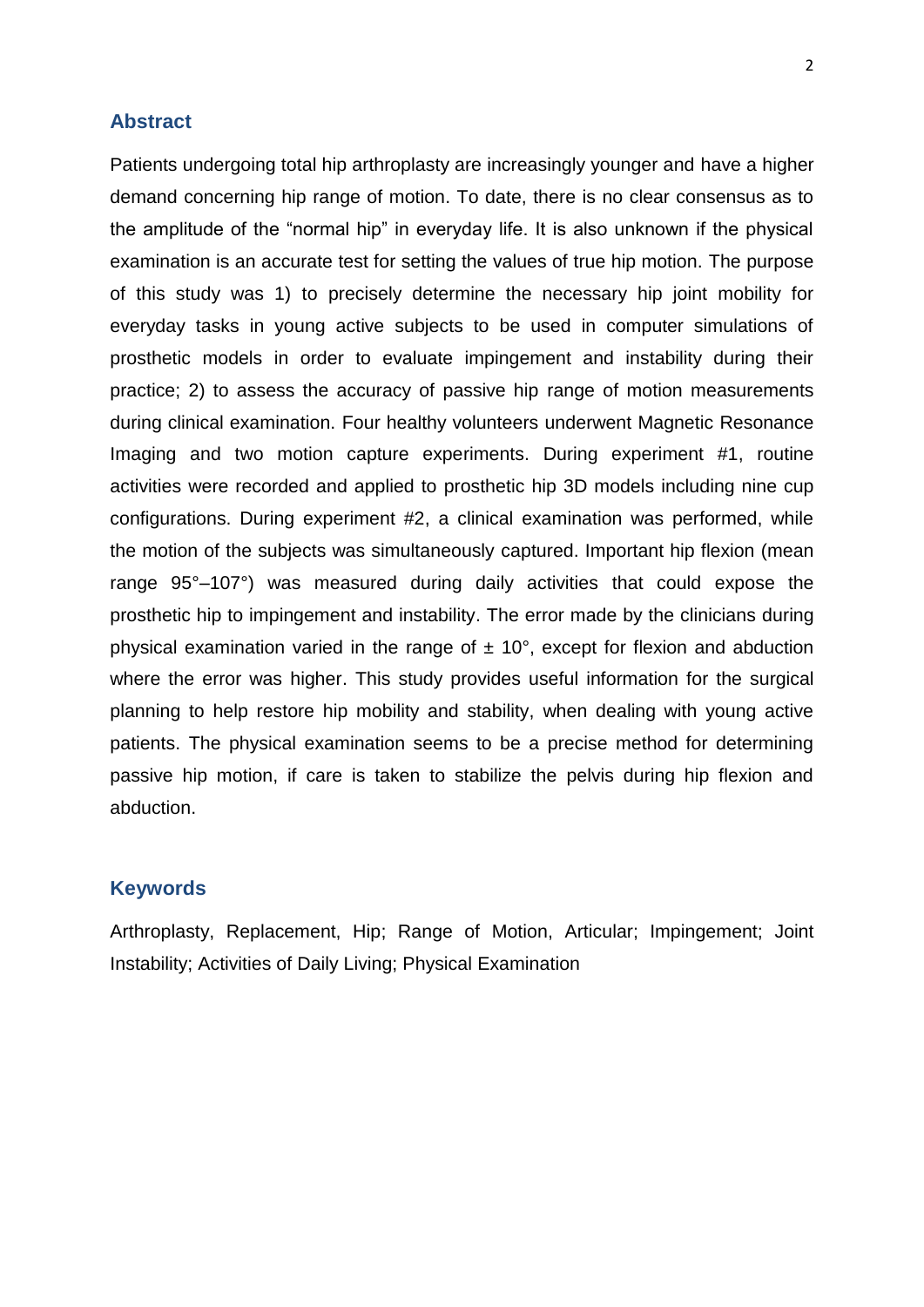## Abstract

Patients undergoing total hip arthroplasty are increasingly younger and have a higher demand concerning hip range of motion. To date, there is no clear consensus as to the amplitude of the "normal hip" in everyday life. It is also unknown if the physical examination is an accurate test for setting the values of true hip motion. The purpose of this study was 1) to precisely determine the necessary hip joint mobility for everyday tasks in young active subjects to be used in computer simulations of prosthetic models in order to evaluate impingement and instability during their practice; 2) to assess the accuracy of passive hip range of motion measurements during clinical examination. Four healthy volunteers underwent Magnetic Resonance Imaging and two motion capture experiments. During experiment #1, routine activities were recorded and applied to prosthetic hip 3D models including nine cup configurations. During experiment #2, a clinical examination was performed, while the motion of the subjects was simultaneously captured. Important hip flexion (mean range 95°–107°) was measured during daily activities that could expose the prosthetic hip to impingement and instability. The error made by the clinicians during physical examination varied in the range of ± 10°, except for flexion and abduction where the error was higher. This study provides useful information for the surgical planning to help restore hip mobility and stability, when dealing with young active patients. The physical examination seems to be a precise method for determining passive hip motion, if care is taken to stabilize the pelvis during hip flexion and abduction.

## Keywords

Arthroplasty, Replacement, Hip; Range of Motion, Articular; Impingement; Joint Instability; Activities of Daily Living; Physical Examination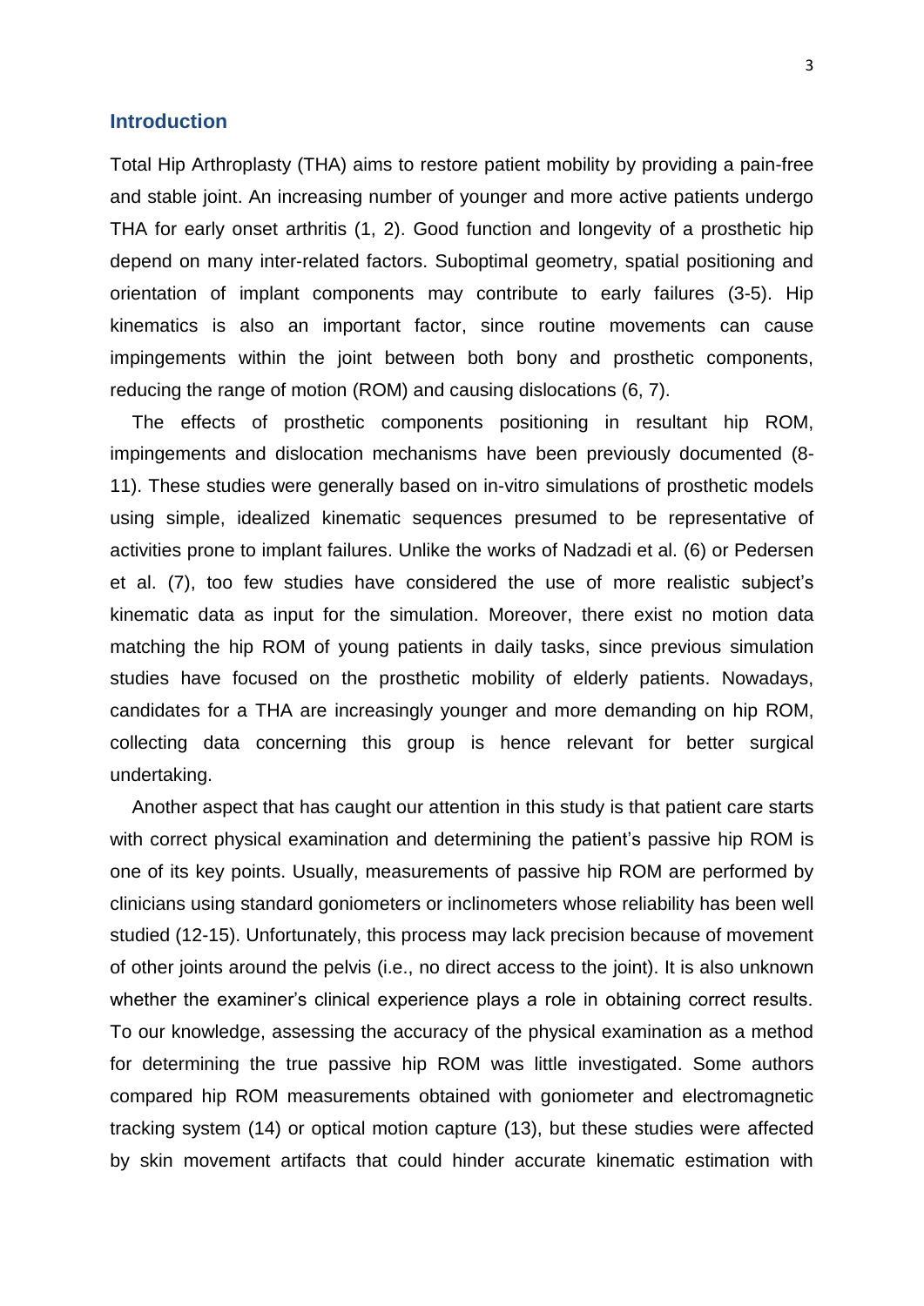## Introduction

Total Hip Arthroplasty (THA) aims to restore patient mobility by providing a pain-free and stable joint. An increasing number of younger and more active patients undergo THA for early onset arthritis (1, 2). Good function and longevity of a prosthetic hip depend on many inter-related factors. Suboptimal geometry, spatial positioning and orientation of implant components may contribute to early failures (3-5). Hip kinematics is also an important factor, since routine movements can cause impingements within the joint between both bony and prosthetic components, reducing the range of motion (ROM) and causing dislocations (6, 7).

The effects of prosthetic components positioning in resultant hip ROM, impingements and dislocation mechanisms have been previously documented (8-11). These studies were generally based on in-vitro simulations of prosthetic models using simple, idealized kinematic sequences presumed to be representative of activities prone to implant failures. Unlike the works of Nadzadi et al. (6) or Pedersen et al. (7), too few studies have considered the use of more realistic subject's kinematic data as input for the simulation. Moreover, there exist no motion data matching the hip ROM of young patients in daily tasks, since previous simulation studies have focused on the prosthetic mobility of elderly patients. Nowadays, candidates for a THA are increasingly younger and more demanding on hip ROM, collecting data concerning this group is hence relevant for better surgical undertaking.

Another aspect that has caught our attention in this study is that patient care starts with correct physical examination and determining the patient's passive hip ROM is one of its key points. Usually, measurements of passive hip ROM are performed by clinicians using standard goniometers or inclinometers whose reliability has been well studied (12-15). Unfortunately, this process may lack precision because of movement of other joints around the pelvis (i.e., no direct access to the joint). It is also unknown whether the examiner's clinical experience plays a role in obtaining correct results. To our knowledge, assessing the accuracy of the physical examination as a method for determining the true passive hip ROM was little investigated. Some authors compared hip ROM measurements obtained with goniometer and electromagnetic tracking system (14) or optical motion capture (13), but these studies were affected by skin movement artifacts that could hinder accurate kinematic estimation with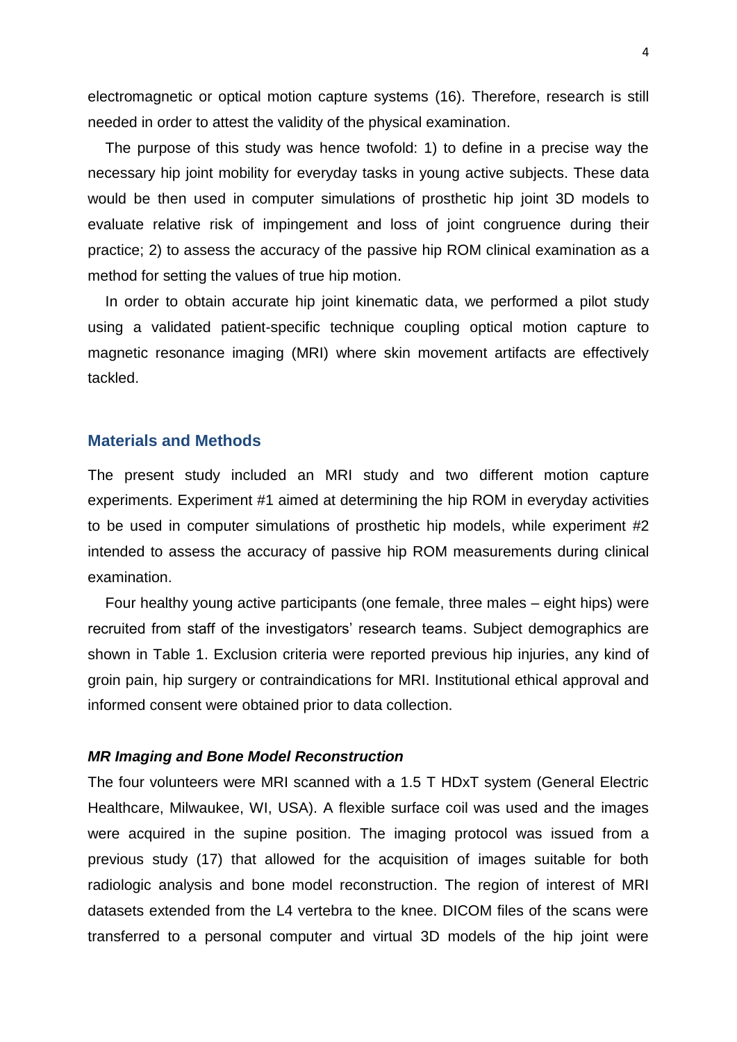electromagnetic or optical motion capture systems (16). Therefore, research is still needed in order to attest the validity of the physical examination.

The purpose of this study was hence twofold: 1) to define in a precise way the necessary hip joint mobility for everyday tasks in young active subjects. These data would be then used in computer simulations of prosthetic hip joint 3D models to evaluate relative risk of impingement and loss of joint congruence during their practice; 2) to assess the accuracy of the passive hip ROM clinical examination as a method for setting the values of true hip motion.

In order to obtain accurate hip joint kinematic data, we performed a pilot study using a validated patient-specific technique coupling optical motion capture to magnetic resonance imaging (MRI) where skin movement artifacts are effectively tackled.

## Materials and Methods

The present study included an MRI study and two different motion capture experiments. Experiment #1 aimed at determining the hip ROM in everyday activities to be used in computer simulations of prosthetic hip models, while experiment #2 intended to assess the accuracy of passive hip ROM measurements during clinical examination.

Four healthy young active participants (one female, three males – eight hips) were recruited from staff of the investigators' research teams. Subject demographics are shown in Table 1. Exclusion criteria were reported previous hip injuries, any kind of groin pain, hip surgery or contraindications for MRI. Institutional ethical approval and informed consent were obtained prior to data collection.

### *MR Imaging and Bone Model Reconstruction*

The four volunteers were MRI scanned with a 1.5 T HDxT system (General Electric Healthcare, Milwaukee, WI, USA). A flexible surface coil was used and the images were acquired in the supine position. The imaging protocol was issued from a previous study (17) that allowed for the acquisition of images suitable for both radiologic analysis and bone model reconstruction. The region of interest of MRI datasets extended from the L4 vertebra to the knee. DICOM files of the scans were transferred to a personal computer and virtual 3D models of the hip joint were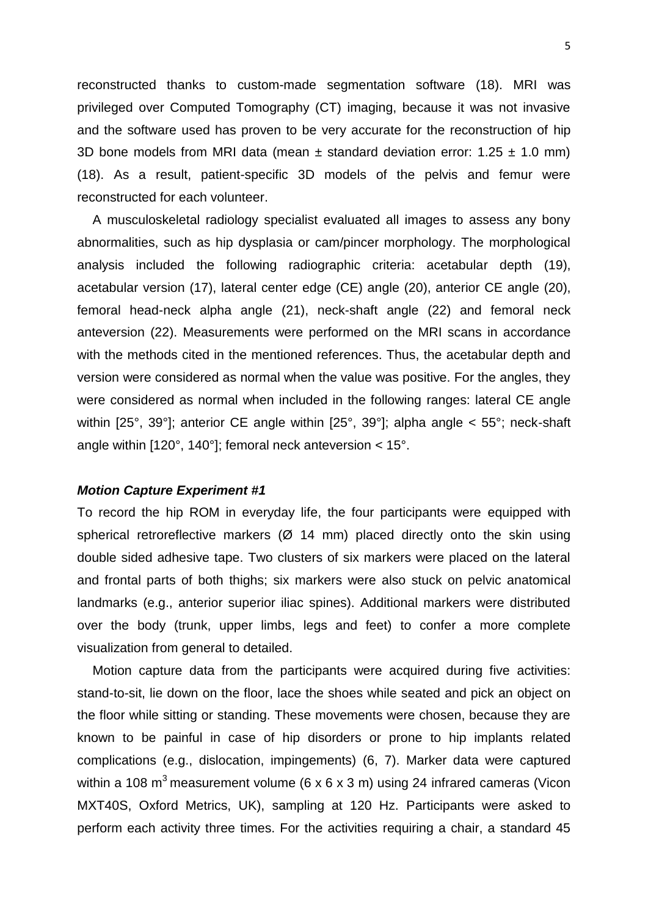reconstructed thanks to custom-made segmentation software (18). MRI was privileged over Computed Tomography (CT) imaging, because it was not invasive and the software used has proven to be very accurate for the reconstruction of hip 3D bone models from MRI data (mean ± standard deviation error: 1.25 ± 1.0 mm) (18). As a result, patient-specific 3D models of the pelvis and femur were reconstructed for each volunteer.

A musculoskeletal radiology specialist evaluated all images to assess any bony abnormalities, such as hip dysplasia or cam/pincer morphology. The morphological analysis included the following radiographic criteria: acetabular depth (19), acetabular version (17), lateral center edge (CE) angle (20), anterior CE angle (20), femoral head-neck alpha angle (21), neck-shaft angle (22) and femoral neck anteversion (22). Measurements were performed on the MRI scans in accordance with the methods cited in the mentioned references. Thus, the acetabular depth and version were considered as normal when the value was positive. For the angles, they were considered as normal when included in the following ranges: lateral CE angle within [25°, 39°]; anterior CE angle within [25°, 39°]; alpha angle < 55°; neck-shaft angle within [120°, 140°]; femoral neck anteversion < 15°.

### *Motion Capture Experiment #1*

To record the hip ROM in everyday life, the four participants were equipped with spherical retroreflective markers (Ø 14 mm) placed directly onto the skin using double sided adhesive tape. Two clusters of six markers were placed on the lateral and frontal parts of both thighs; six markers were also stuck on pelvic anatomical landmarks (e.g., anterior superior iliac spines). Additional markers were distributed over the body (trunk, upper limbs, legs and feet) to confer a more complete visualization from general to detailed.

Motion capture data from the participants were acquired during five activities: stand-to-sit, lie down on the floor, lace the shoes while seated and pick an object on the floor while sitting or standing. These movements were chosen, because they are known to be painful in case of hip disorders or prone to hip implants related complications (e.g., dislocation, impingements) (6, 7). Marker data were captured within a 108 $m^3$ measurement volume (6 x 6 x 3 m) using 24 infrared cameras (Vicon MXT40S, Oxford Metrics, UK), sampling at 120 Hz. Participants were asked to perform each activity three times. For the activities requiring a chair, a standard 45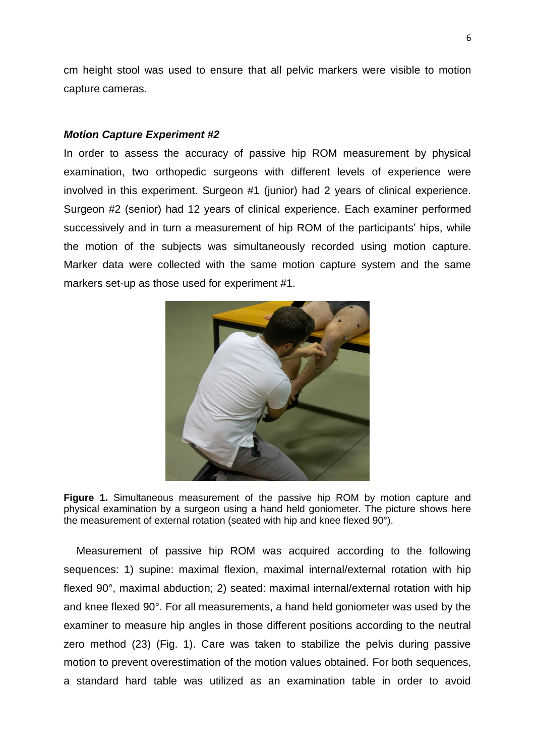cm height stool was used to ensure that all pelvic markers were visible to motion capture cameras.

### ***Motion Capture Experiment #2***

In order to assess the accuracy of passive hip ROM measurement by physical examination, two orthopedic surgeons with different levels of experience were involved in this experiment. Surgeon #1 (junior) had 2 years of clinical experience. Surgeon #2 (senior) had 12 years of clinical experience. Each examiner performed successively and in turn a measurement of hip ROM of the participants' hips, while the motion of the subjects was simultaneously recorded using motion capture. Marker data were collected with the same motion capture system and the same markers set-up as those used for experiment #1.

**Figure 1.** Simultaneous measurement of the passive hip ROM by motion capture and physical examination by a surgeon using a hand held goniometer. The picture shows here the measurement of external rotation (seated with hip and knee flexed 90°).

Measurement of passive hip ROM was acquired according to the following sequences: 1) supine: maximal flexion, maximal internal/external rotation with hip flexed 90°, maximal abduction; 2) seated: maximal internal/external rotation with hip and knee flexed 90°. For all measurements, a hand held goniometer was used by the examiner to measure hip angles in those different positions according to the neutral zero method (23) (Fig. 1). Care was taken to stabilize the pelvis during passive motion to prevent overestimation of the motion values obtained. For both sequences, a standard hard table was utilized as an examination table in order to avoid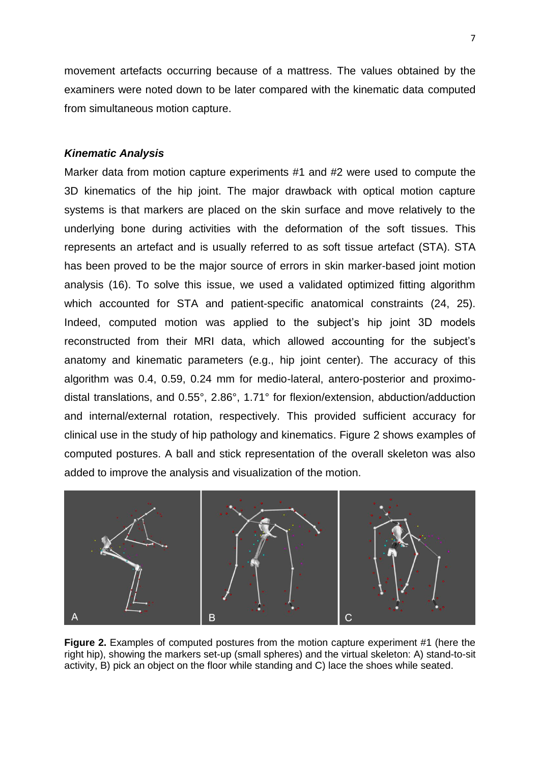movement artefacts occurring because of a mattress. The values obtained by the examiners were noted down to be later compared with the kinematic data computed from simultaneous motion capture.

### *Kinematic Analysis*

Marker data from motion capture experiments #1 and #2 were used to compute the 3D kinematics of the hip joint. The major drawback with optical motion capture systems is that markers are placed on the skin surface and move relatively to the underlying bone during activities with the deformation of the soft tissues. This represents an artefact and is usually referred to as soft tissue artefact (STA). STA has been proved to be the major source of errors in skin marker-based joint motion analysis (16). To solve this issue, we used a validated optimized fitting algorithm which accounted for STA and patient-specific anatomical constraints (24, 25). Indeed, computed motion was applied to the subject's hip joint 3D models reconstructed from their MRI data, which allowed accounting for the subject's anatomy and kinematic parameters (e.g., hip joint center). The accuracy of this algorithm was 0.4, 0.59, 0.24 mm for medio-lateral, antero-posterior and proximo-distal translations, and 0.55°, 2.86°, 1.71° for flexion/extension, abduction/adduction and internal/external rotation, respectively. This provided sufficient accuracy for clinical use in the study of hip pathology and kinematics. Figure 2 shows examples of computed postures. A ball and stick representation of the overall skeleton was also added to improve the analysis and visualization of the motion.

**Figure 2.** Examples of computed postures from the motion capture experiment #1 (here the right hip), showing the markers set-up (small spheres) and the virtual skeleton: A) stand-to-sit activity, B) pick an object on the floor while standing and C) lace the shoes while seated.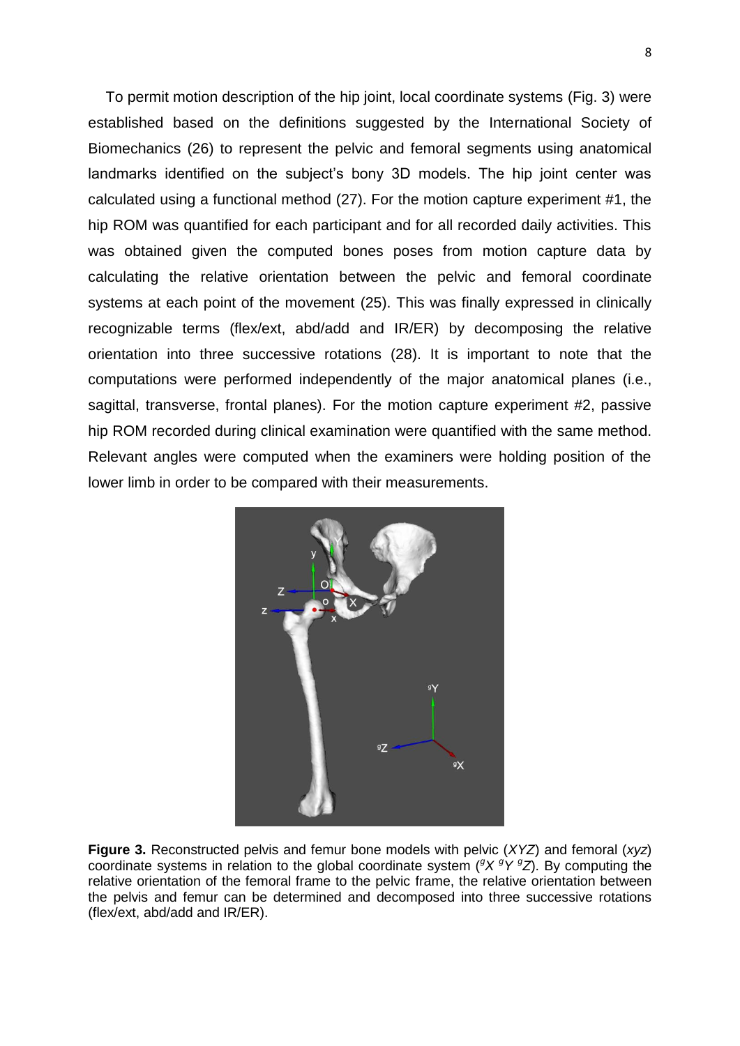To permit motion description of the hip joint, local coordinate systems (Fig. 3) were established based on the definitions suggested by the International Society of Biomechanics (26) to represent the pelvic and femoral segments using anatomical landmarks identified on the subject's bony 3D models. The hip joint center was calculated using a functional method (27). For the motion capture experiment #1, the hip ROM was quantified for each participant and for all recorded daily activities. This was obtained given the computed bones poses from motion capture data by calculating the relative orientation between the pelvic and femoral coordinate systems at each point of the movement (25). This was finally expressed in clinically recognizable terms (flex/ext, abd/add and IR/ER) by decomposing the relative orientation into three successive rotations (28). It is important to note that the computations were performed independently of the major anatomical planes (i.e., sagittal, transverse, frontal planes). For the motion capture experiment #2, passive hip ROM recorded during clinical examination were quantified with the same method. Relevant angles were computed when the examiners were holding position of the lower limb in order to be compared with their measurements.

**Figure 3.** Reconstructed pelvis and femur bone models with pelvic (*XYZ*) and femoral (*xyz*) coordinate systems in relation to the global coordinate system (${}^{g}X\ {}^{g}Y\ {}^{g}Z$). By computing the relative orientation of the femoral frame to the pelvic frame, the relative orientation between the pelvis and femur can be determined and decomposed into three successive rotations (flex/ext, abd/add and IR/ER).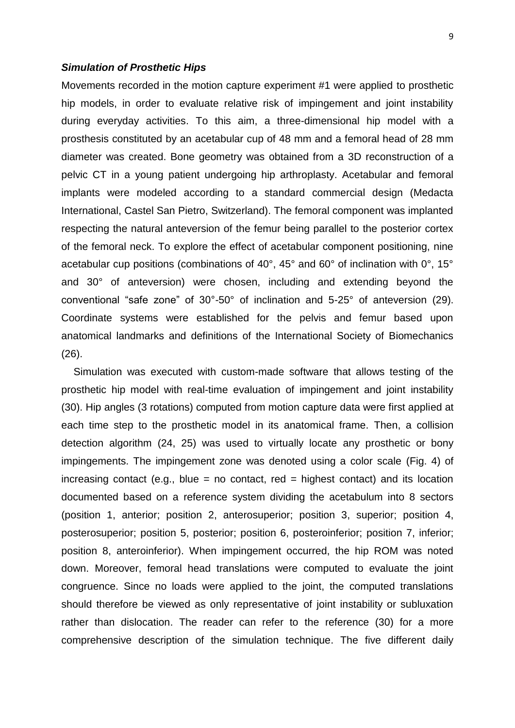### ***Simulation of Prosthetic Hips***

Movements recorded in the motion capture experiment #1 were applied to prosthetic hip models, in order to evaluate relative risk of impingement and joint instability during everyday activities. To this aim, a three-dimensional hip model with a prosthesis constituted by an acetabular cup of 48 mm and a femoral head of 28 mm diameter was created. Bone geometry was obtained from a 3D reconstruction of a pelvic CT in a young patient undergoing hip arthroplasty. Acetabular and femoral implants were modeled according to a standard commercial design (Medacta International, Castel San Pietro, Switzerland). The femoral component was implanted respecting the natural anteversion of the femur being parallel to the posterior cortex of the femoral neck. To explore the effect of acetabular component positioning, nine acetabular cup positions (combinations of 40°, 45° and 60° of inclination with 0°, 15° and 30° of anteversion) were chosen, including and extending beyond the conventional "safe zone" of 30°-50° of inclination and 5-25° of anteversion (29). Coordinate systems were established for the pelvis and femur based upon anatomical landmarks and definitions of the International Society of Biomechanics (26).

Simulation was executed with custom-made software that allows testing of the prosthetic hip model with real-time evaluation of impingement and joint instability (30). Hip angles (3 rotations) computed from motion capture data were first applied at each time step to the prosthetic model in its anatomical frame. Then, a collision detection algorithm (24, 25) was used to virtually locate any prosthetic or bony impingements. The impingement zone was denoted using a color scale (Fig. 4) of increasing contact (e.g., blue = no contact, red = highest contact) and its location documented based on a reference system dividing the acetabulum into 8 sectors (position 1, anterior; position 2, anterosuperior; position 3, superior; position 4, posterosuperior; position 5, posterior; position 6, posteroinferior; position 7, inferior; position 8, anteroinferior). When impingement occurred, the hip ROM was noted down. Moreover, femoral head translations were computed to evaluate the joint congruence. Since no loads were applied to the joint, the computed translations should therefore be viewed as only representative of joint instability or subluxation rather than dislocation. The reader can refer to the reference (30) for a more comprehensive description of the simulation technique. The five different daily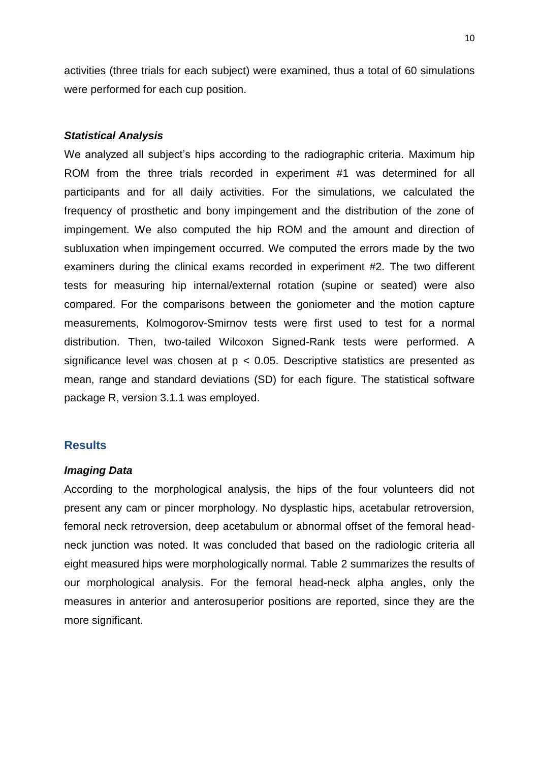activities (three trials for each subject) were examined, thus a total of 60 simulations were performed for each cup position.

### *Statistical Analysis*

We analyzed all subject's hips according to the radiographic criteria. Maximum hip ROM from the three trials recorded in experiment #1 was determined for all participants and for all daily activities. For the simulations, we calculated the frequency of prosthetic and bony impingement and the distribution of the zone of impingement. We also computed the hip ROM and the amount and direction of subluxation when impingement occurred. We computed the errors made by the two examiners during the clinical exams recorded in experiment #2. The two different tests for measuring hip internal/external rotation (supine or seated) were also compared. For the comparisons between the goniometer and the motion capture measurements, Kolmogorov-Smirnov tests were first used to test for a normal distribution. Then, two-tailed Wilcoxon Signed-Rank tests were performed. A significance level was chosen at $p < 0.05$. Descriptive statistics are presented as mean, range and standard deviations (SD) for each figure. The statistical software package R, version 3.1.1 was employed.

## Results

### *Imaging Data*

According to the morphological analysis, the hips of the four volunteers did not present any cam or pincer morphology. No dysplastic hips, acetabular retroversion, femoral neck retroversion, deep acetabulum or abnormal offset of the femoral head-neck junction was noted. It was concluded that based on the radiologic criteria all eight measured hips were morphologically normal. Table 2 summarizes the results of our morphological analysis. For the femoral head-neck alpha angles, only the measures in anterior and anterosuperior positions are reported, since they are the more significant.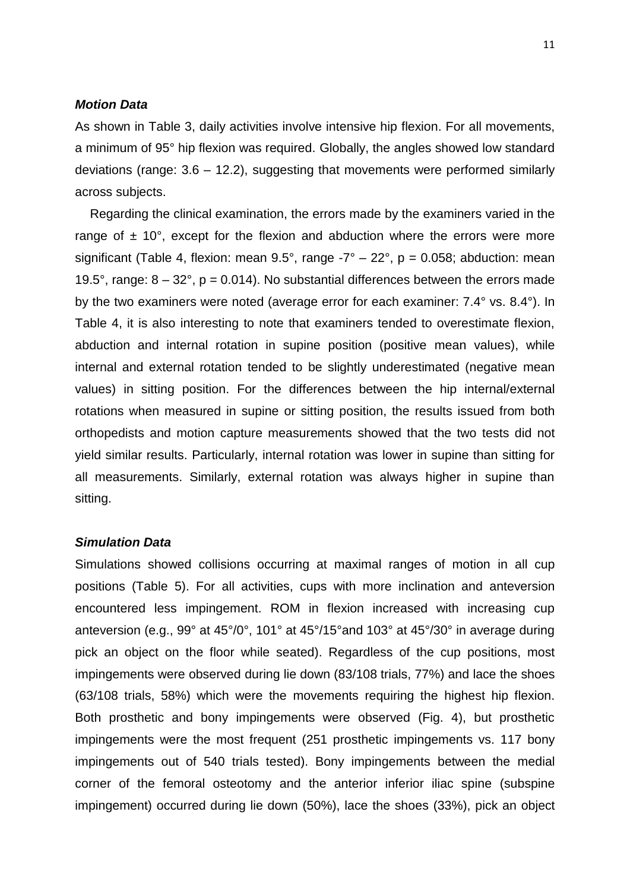### ***Motion Data***

As shown in Table 3, daily activities involve intensive hip flexion. For all movements, a minimum of 95° hip flexion was required. Globally, the angles showed low standard deviations (range: 3.6 – 12.2), suggesting that movements were performed similarly across subjects.

Regarding the clinical examination, the errors made by the examiners varied in the range of ± 10°, except for the flexion and abduction where the errors were more significant (Table 4, flexion: mean 9.5°, range -7° – 22°, $p = 0.058$; abduction: mean 19.5°, range: 8 – 32°, $p = 0.014$). No substantial differences between the errors made by the two examiners were noted (average error for each examiner: 7.4° vs. 8.4°). In Table 4, it is also interesting to note that examiners tended to overestimate flexion, abduction and internal rotation in supine position (positive mean values), while internal and external rotation tended to be slightly underestimated (negative mean values) in sitting position. For the differences between the hip internal/external rotations when measured in supine or sitting position, the results issued from both orthopedists and motion capture measurements showed that the two tests did not yield similar results. Particularly, internal rotation was lower in supine than sitting for all measurements. Similarly, external rotation was always higher in supine than sitting.

### ***Simulation Data***

Simulations showed collisions occurring at maximal ranges of motion in all cup positions (Table 5). For all activities, cups with more inclination and anteversion encountered less impingement. ROM in flexion increased with increasing cup anteversion (e.g., 99° at 45°/0°, 101° at 45°/15°and 103° at 45°/30° in average during pick an object on the floor while seated). Regardless of the cup positions, most impingements were observed during lie down (83/108 trials, 77%) and lace the shoes (63/108 trials, 58%) which were the movements requiring the highest hip flexion. Both prosthetic and bony impingements were observed (Fig. 4), but prosthetic impingements were the most frequent (251 prosthetic impingements vs. 117 bony impingements out of 540 trials tested). Bony impingements between the medial corner of the femoral osteotomy and the anterior inferior iliac spine (subspine impingement) occurred during lie down (50%), lace the shoes (33%), pick an object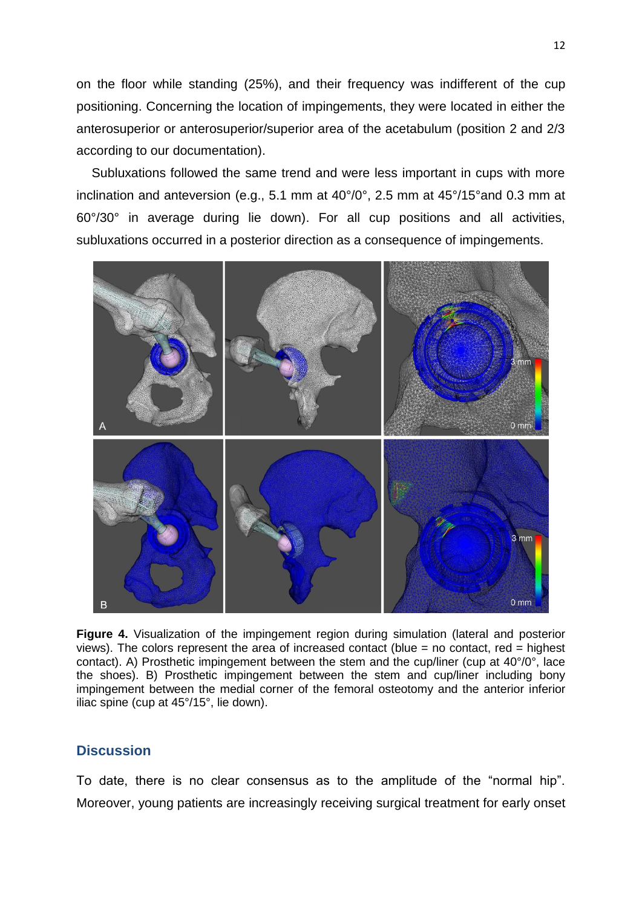on the floor while standing (25%), and their frequency was indifferent of the cup positioning. Concerning the location of impingements, they were located in either the anterosuperior or anterosuperior/superior area of the acetabulum (position 2 and 2/3 according to our documentation).

Subluxations followed the same trend and were less important in cups with more inclination and anteversion (e.g., 5.1 mm at 40°/0°, 2.5 mm at 45°/15°and 0.3 mm at 60°/30° in average during lie down). For all cup positions and all activities, subluxations occurred in a posterior direction as a consequence of impingements.

**Figure 4.** Visualization of the impingement region during simulation (lateral and posterior views). The colors represent the area of increased contact (blue = no contact, red = highest contact). A) Prosthetic impingement between the stem and the cup/liner (cup at 40°/0°, lace the shoes). B) Prosthetic impingement between the stem and cup/liner including bony impingement between the medial corner of the femoral osteotomy and the anterior inferior iliac spine (cup at 45°/15°, lie down).

## Discussion

To date, there is no clear consensus as to the amplitude of the "normal hip". Moreover, young patients are increasingly receiving surgical treatment for early onset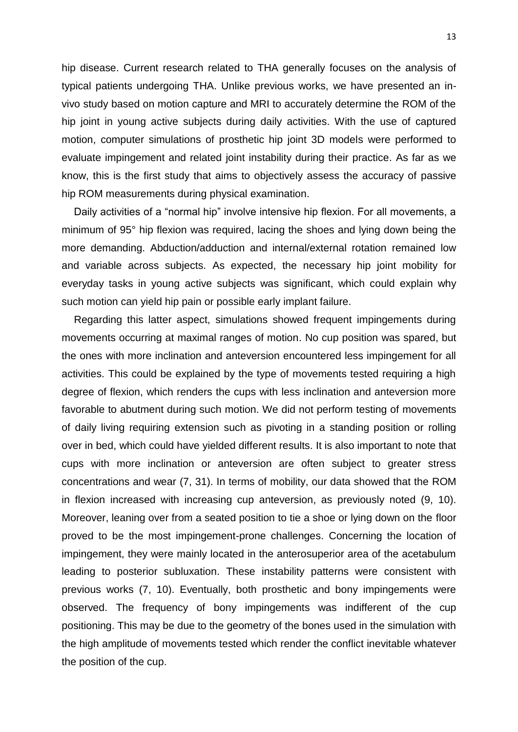hip disease. Current research related to THA generally focuses on the analysis of typical patients undergoing THA. Unlike previous works, we have presented an in-vivo study based on motion capture and MRI to accurately determine the ROM of the hip joint in young active subjects during daily activities. With the use of captured motion, computer simulations of prosthetic hip joint 3D models were performed to evaluate impingement and related joint instability during their practice. As far as we know, this is the first study that aims to objectively assess the accuracy of passive hip ROM measurements during physical examination.

Daily activities of a "normal hip" involve intensive hip flexion. For all movements, a minimum of 95° hip flexion was required, lacing the shoes and lying down being the more demanding. Abduction/adduction and internal/external rotation remained low and variable across subjects. As expected, the necessary hip joint mobility for everyday tasks in young active subjects was significant, which could explain why such motion can yield hip pain or possible early implant failure.

Regarding this latter aspect, simulations showed frequent impingements during movements occurring at maximal ranges of motion. No cup position was spared, but the ones with more inclination and anteversion encountered less impingement for all activities. This could be explained by the type of movements tested requiring a high degree of flexion, which renders the cups with less inclination and anteversion more favorable to abutment during such motion. We did not perform testing of movements of daily living requiring extension such as pivoting in a standing position or rolling over in bed, which could have yielded different results. It is also important to note that cups with more inclination or anteversion are often subject to greater stress concentrations and wear (7, 31). In terms of mobility, our data showed that the ROM in flexion increased with increasing cup anteversion, as previously noted (9, 10). Moreover, leaning over from a seated position to tie a shoe or lying down on the floor proved to be the most impingement-prone challenges. Concerning the location of impingement, they were mainly located in the anterosuperior area of the acetabulum leading to posterior subluxation. These instability patterns were consistent with previous works (7, 10). Eventually, both prosthetic and bony impingements were observed. The frequency of bony impingements was indifferent of the cup positioning. This may be due to the geometry of the bones used in the simulation with the high amplitude of movements tested which render the conflict inevitable whatever the position of the cup.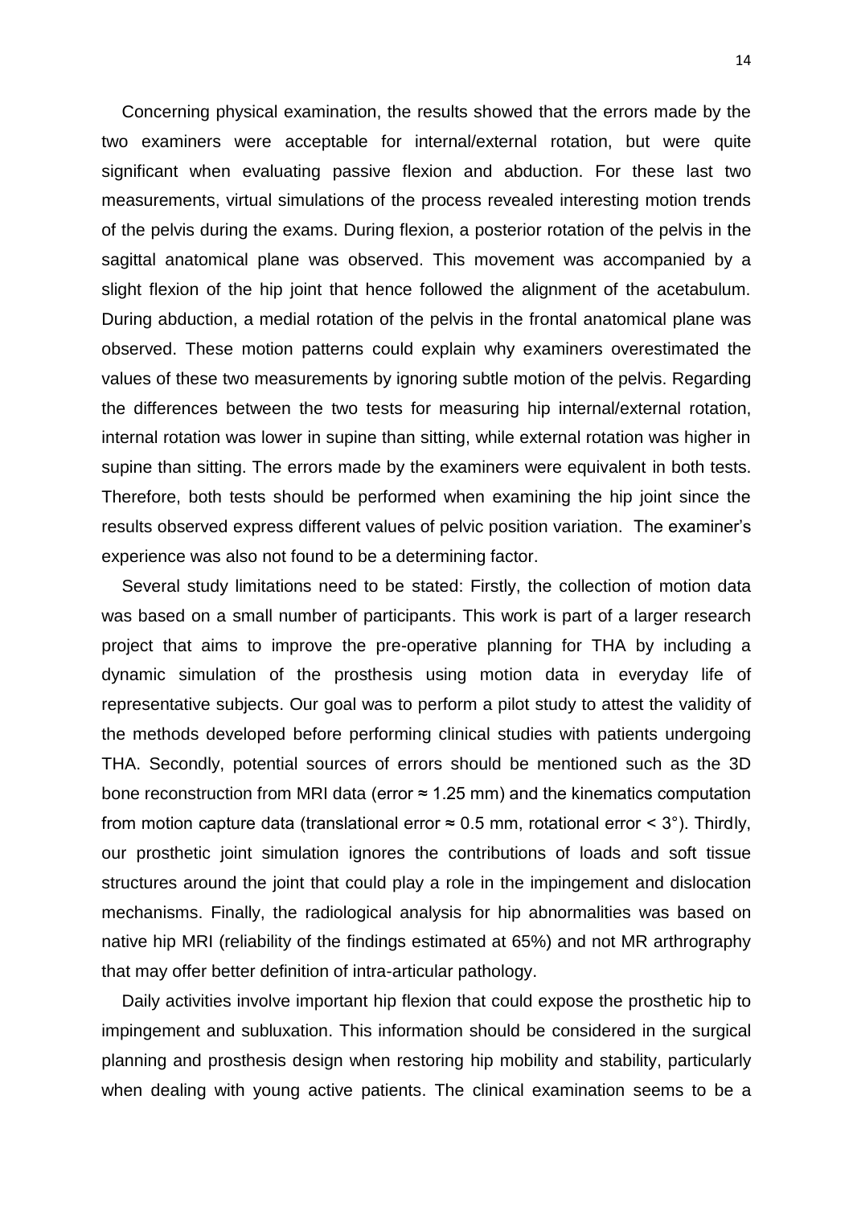Concerning physical examination, the results showed that the errors made by the two examiners were acceptable for internal/external rotation, but were quite significant when evaluating passive flexion and abduction. For these last two measurements, virtual simulations of the process revealed interesting motion trends of the pelvis during the exams. During flexion, a posterior rotation of the pelvis in the sagittal anatomical plane was observed. This movement was accompanied by a slight flexion of the hip joint that hence followed the alignment of the acetabulum. During abduction, a medial rotation of the pelvis in the frontal anatomical plane was observed. These motion patterns could explain why examiners overestimated the values of these two measurements by ignoring subtle motion of the pelvis. Regarding the differences between the two tests for measuring hip internal/external rotation, internal rotation was lower in supine than sitting, while external rotation was higher in supine than sitting. The errors made by the examiners were equivalent in both tests. Therefore, both tests should be performed when examining the hip joint since the results observed express different values of pelvic position variation. The examiner's experience was also not found to be a determining factor.

Several study limitations need to be stated: Firstly, the collection of motion data was based on a small number of participants. This work is part of a larger research project that aims to improve the pre-operative planning for THA by including a dynamic simulation of the prosthesis using motion data in everyday life of representative subjects. Our goal was to perform a pilot study to attest the validity of the methods developed before performing clinical studies with patients undergoing THA. Secondly, potential sources of errors should be mentioned such as the 3D bone reconstruction from MRI data (error ≈ 1.25 mm) and the kinematics computation from motion capture data (translational error ≈ 0.5 mm, rotational error < 3°). Thirdly, our prosthetic joint simulation ignores the contributions of loads and soft tissue structures around the joint that could play a role in the impingement and dislocation mechanisms. Finally, the radiological analysis for hip abnormalities was based on native hip MRI (reliability of the findings estimated at 65%) and not MR arthrography that may offer better definition of intra-articular pathology.

Daily activities involve important hip flexion that could expose the prosthetic hip to impingement and subluxation. This information should be considered in the surgical planning and prosthesis design when restoring hip mobility and stability, particularly when dealing with young active patients. The clinical examination seems to be a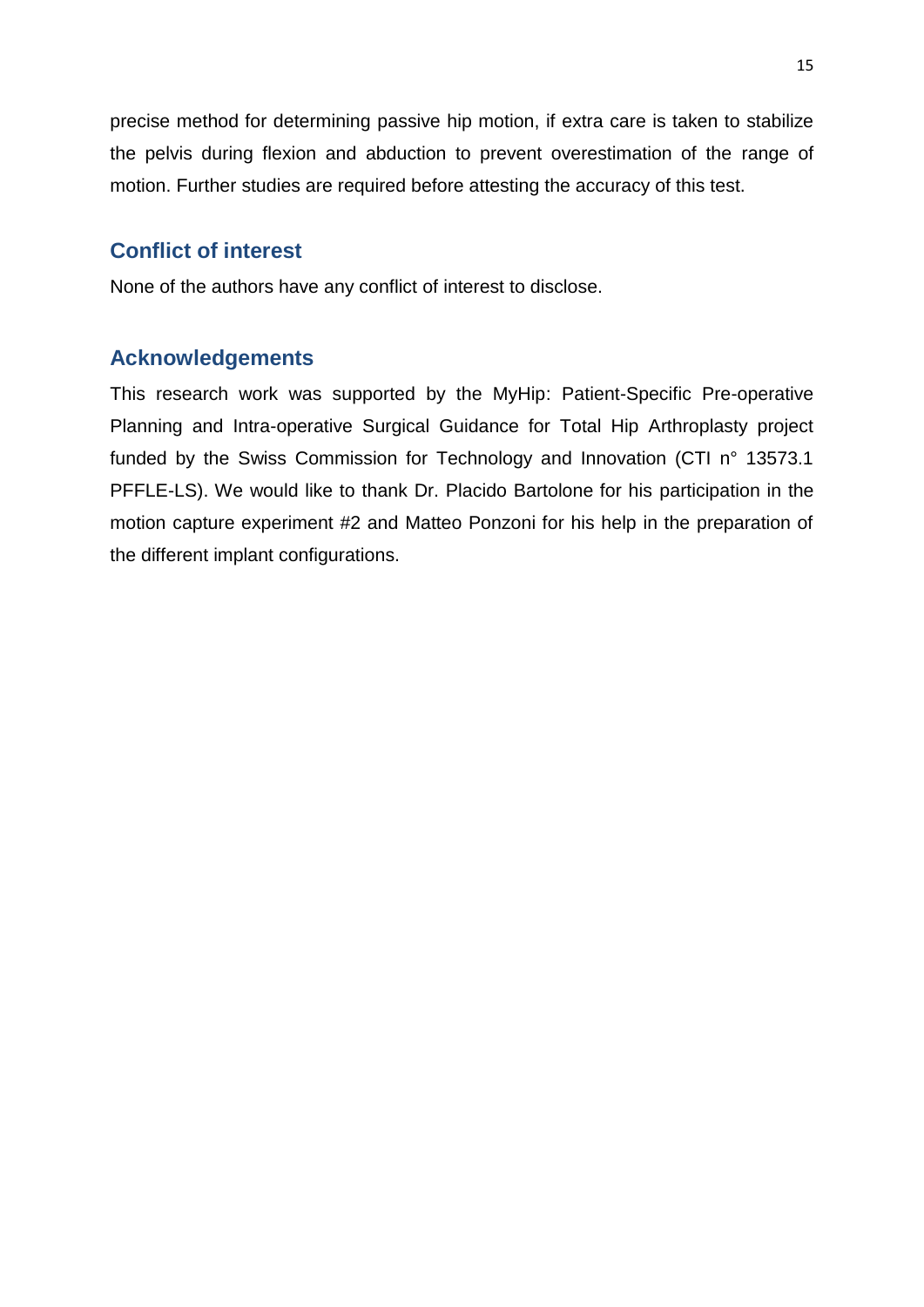precise method for determining passive hip motion, if extra care is taken to stabilize the pelvis during flexion and abduction to prevent overestimation of the range of motion. Further studies are required before attesting the accuracy of this test.

## Conflict of interest

None of the authors have any conflict of interest to disclose.

## Acknowledgements

This research work was supported by the MyHip: Patient-Specific Pre-operative Planning and Intra-operative Surgical Guidance for Total Hip Arthroplasty project funded by the Swiss Commission for Technology and Innovation (CTI n° 13573.1 PFFLE-LS). We would like to thank Dr. Placido Bartolone for his participation in the motion capture experiment #2 and Matteo Ponzoni for his help in the preparation of the different implant configurations.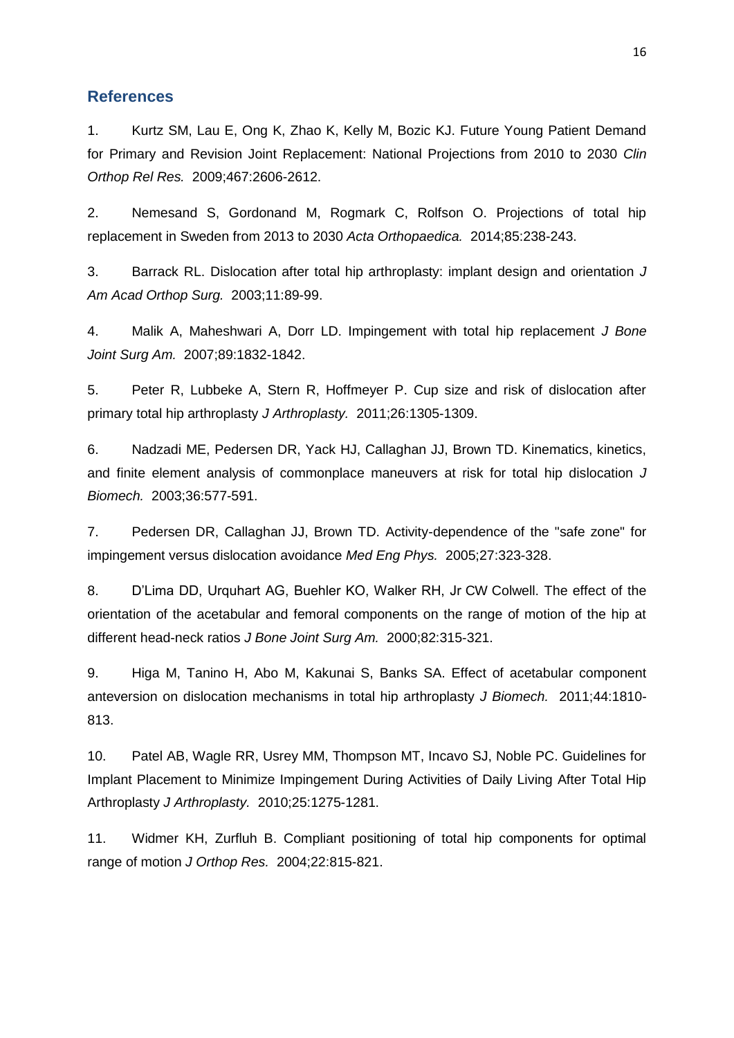## References

1. Kurtz SM, Lau E, Ong K, Zhao K, Kelly M, Bozic KJ. Future Young Patient Demand for Primary and Revision Joint Replacement: National Projections from 2010 to 2030 *Clin Orthop Rel Res.* 2009;467:2606-2612.

2. Nemesand S, Gordonand M, Rogmark C, Rolfson O. Projections of total hip replacement in Sweden from 2013 to 2030 *Acta Orthopaedica.* 2014;85:238-243.

3. Barrack RL. Dislocation after total hip arthroplasty: implant design and orientation *J Am Acad Orthop Surg.* 2003;11:89-99.

4. Malik A, Maheshwari A, Dorr LD. Impingement with total hip replacement *J Bone Joint Surg Am.* 2007;89:1832-1842.

5. Peter R, Lubbeke A, Stern R, Hoffmeyer P. Cup size and risk of dislocation after primary total hip arthroplasty *J Arthroplasty.* 2011;26:1305-1309.

6. Nadzadi ME, Pedersen DR, Yack HJ, Callaghan JJ, Brown TD. Kinematics, kinetics, and finite element analysis of commonplace maneuvers at risk for total hip dislocation *J Biomech.* 2003;36:577-591.

7. Pedersen DR, Callaghan JJ, Brown TD. Activity-dependence of the "safe zone" for impingement versus dislocation avoidance *Med Eng Phys.* 2005;27:323-328.

8. D'Lima DD, Urquhart AG, Buehler KO, Walker RH, Jr CW Colwell. The effect of the orientation of the acetabular and femoral components on the range of motion of the hip at different head-neck ratios *J Bone Joint Surg Am.* 2000;82:315-321.

9. Higa M, Tanino H, Abo M, Kakunai S, Banks SA. Effect of acetabular component anteversion on dislocation mechanisms in total hip arthroplasty *J Biomech.* 2011;44:1810-813.

10. Patel AB, Wagle RR, Usrey MM, Thompson MT, Incavo SJ, Noble PC. Guidelines for Implant Placement to Minimize Impingement During Activities of Daily Living After Total Hip Arthroplasty *J Arthroplasty.* 2010;25:1275-1281.

11. Widmer KH, Zurfluh B. Compliant positioning of total hip components for optimal range of motion *J Orthop Res.* 2004;22:815-821.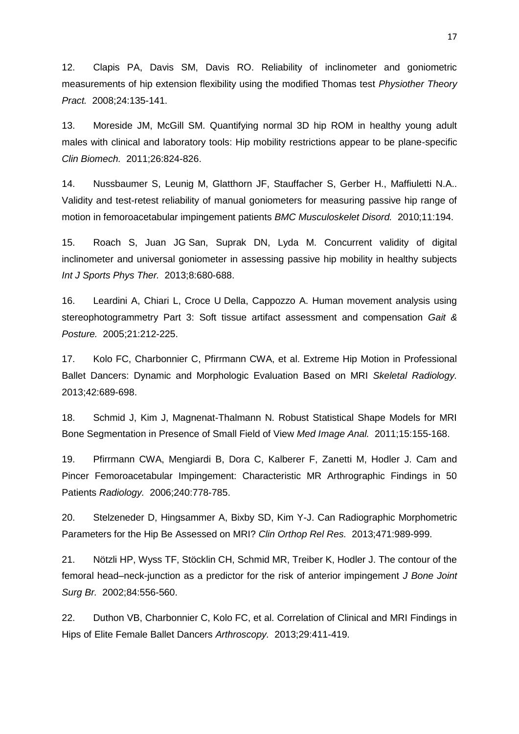12. Clapis PA, Davis SM, Davis RO. Reliability of inclinometer and goniometric measurements of hip extension flexibility using the modified Thomas test *Physiother Theory Pract.* 2008;24:135-141.

13. Moreside JM, McGill SM. Quantifying normal 3D hip ROM in healthy young adult males with clinical and laboratory tools: Hip mobility restrictions appear to be plane-specific *Clin Biomech.* 2011;26:824-826.

14. Nussbaumer S, Leunig M, Glatthorn JF, Stauffacher S, Gerber H., Maffiuletti N.A.. Validity and test-retest reliability of manual goniometers for measuring passive hip range of motion in femoroacetabular impingement patients *BMC Musculoskelet Disord.* 2010;11:194.

15. Roach S, Juan JG San, Suprak DN, Lyda M. Concurrent validity of digital inclinometer and universal goniometer in assessing passive hip mobility in healthy subjects *Int J Sports Phys Ther.* 2013;8:680-688.

16. Leardini A, Chiari L, Croce U Della, Cappozzo A. Human movement analysis using stereophotogrammetry Part 3: Soft tissue artifact assessment and compensation *Gait & Posture.* 2005;21:212-225.

17. Kolo FC, Charbonnier C, Pfirrmann CWA, et al. Extreme Hip Motion in Professional Ballet Dancers: Dynamic and Morphologic Evaluation Based on MRI *Skeletal Radiology.* 2013;42:689-698.

18. Schmid J, Kim J, Magnenat-Thalmann N. Robust Statistical Shape Models for MRI Bone Segmentation in Presence of Small Field of View *Med Image Anal.* 2011;15:155-168.

19. Pfirrmann CWA, Mengiardi B, Dora C, Kalberer F, Zanetti M, Hodler J. Cam and Pincer Femoroacetabular Impingement: Characteristic MR Arthrographic Findings in 50 Patients *Radiology.* 2006;240:778-785.

20. Stelzeneder D, Hingsammer A, Bixby SD, Kim Y-J. Can Radiographic Morphometric Parameters for the Hip Be Assessed on MRI? *Clin Orthop Rel Res.* 2013;471:989-999.

21. Nötzli HP, Wyss TF, Stöcklin CH, Schmid MR, Treiber K, Hodler J. The contour of the femoral head–neck-junction as a predictor for the risk of anterior impingement *J Bone Joint Surg Br.* 2002;84:556-560.

22. Duthon VB, Charbonnier C, Kolo FC, et al. Correlation of Clinical and MRI Findings in Hips of Elite Female Ballet Dancers *Arthroscopy.* 2013;29:411-419.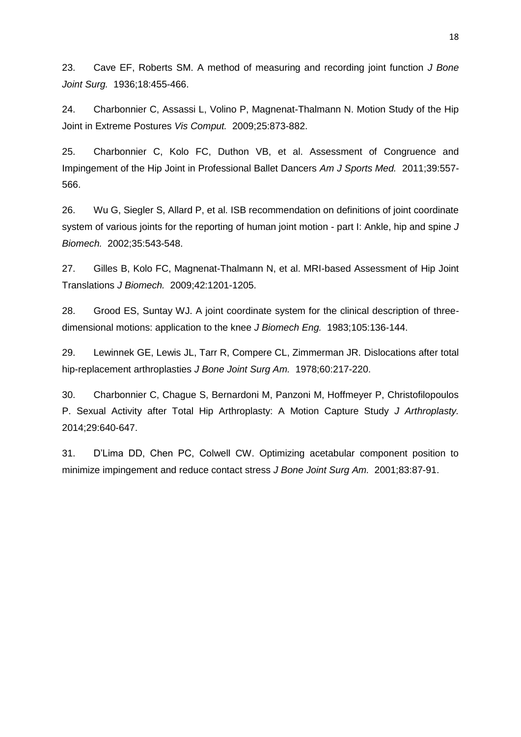23. Cave EF, Roberts SM. A method of measuring and recording joint function *J Bone Joint Surg.* 1936;18:455-466.

24. Charbonnier C, Assassi L, Volino P, Magnenat-Thalmann N. Motion Study of the Hip Joint in Extreme Postures *Vis Comput.* 2009;25:873-882.

25. Charbonnier C, Kolo FC, Duthon VB, et al. Assessment of Congruence and Impingement of the Hip Joint in Professional Ballet Dancers *Am J Sports Med.* 2011;39:557-566.

26. Wu G, Siegler S, Allard P, et al. ISB recommendation on definitions of joint coordinate system of various joints for the reporting of human joint motion - part I: Ankle, hip and spine *J Biomech.* 2002;35:543-548.

27. Gilles B, Kolo FC, Magnenat-Thalmann N, et al. MRI-based Assessment of Hip Joint Translations *J Biomech.* 2009;42:1201-1205.

28. Grood ES, Suntay WJ. A joint coordinate system for the clinical description of three-dimensional motions: application to the knee *J Biomech Eng.* 1983;105:136-144.

29. Lewinnek GE, Lewis JL, Tarr R, Compere CL, Zimmerman JR. Dislocations after total hip-replacement arthroplasties *J Bone Joint Surg Am.* 1978;60:217-220.

30. Charbonnier C, Chague S, Bernardoni M, Panzoni M, Hoffmeyer P, Christofilopoulos P. Sexual Activity after Total Hip Arthroplasty: A Motion Capture Study *J Arthroplasty.* 2014;29:640-647.

31. D'Lima DD, Chen PC, Colwell CW. Optimizing acetabular component position to minimize impingement and reduce contact stress *J Bone Joint Surg Am.* 2001;83:87-91.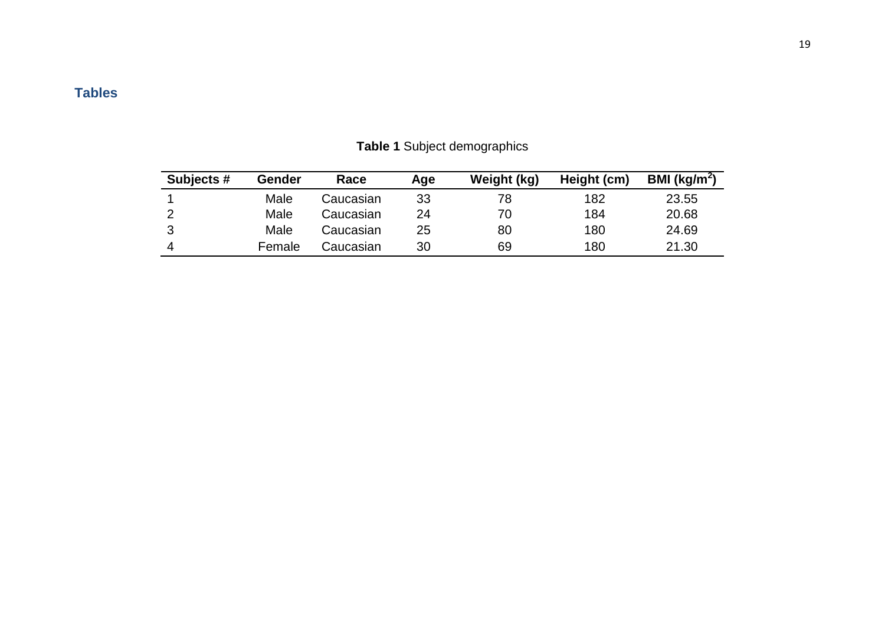## Tables

**Table 1** Subject demographics

| Subjects # | Gender | Race | Age | Weight (kg) | Height (cm) | BMI ($kg/m^2$) |
|---|---|---|---|---|---|---|
| 1 | Male | Caucasian | 33 | 78 | 182 | 23.55 |
| 2 | Male | Caucasian | 24 | 70 | 184 | 20.68 |
| 3 | Male | Caucasian | 25 | 80 | 180 | 24.69 |
| 4 | Female | Caucasian | 30 | 69 | 180 | 21.30 |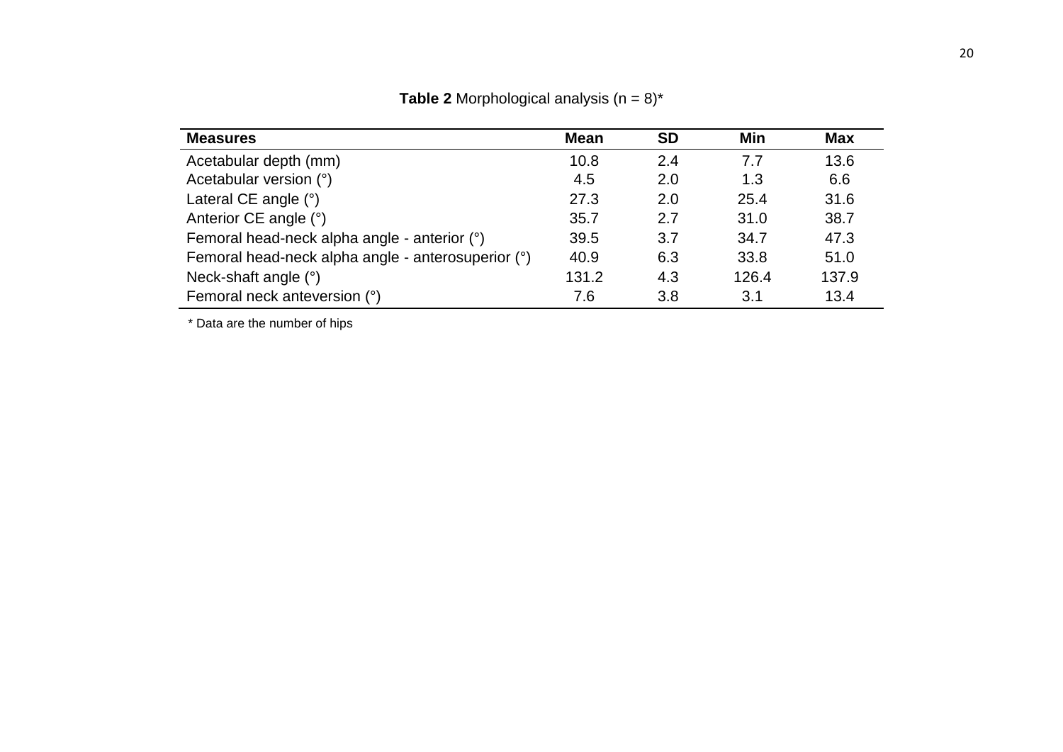**Table 2** Morphological analysis (n = 8)*

| Measures | Mean | SD | Min | Max |
|---|---|---|---|---|
| Acetabular depth (mm) | 10.8 | 2.4 | 7.7 | 13.6 |
| Acetabular version (°) | 4.5 | 2.0 | 1.3 | 6.6 |
| Lateral CE angle (°) | 27.3 | 2.0 | 25.4 | 31.6 |
| Anterior CE angle (°) | 35.7 | 2.7 | 31.0 | 38.7 |
| Femoral head-neck alpha angle - anterior (°) | 39.5 | 3.7 | 34.7 | 47.3 |
| Femoral head-neck alpha angle - anterosuperior (°) | 40.9 | 6.3 | 33.8 | 51.0 |
| Neck-shaft angle (°) | 131.2 | 4.3 | 126.4 | 137.9 |
| Femoral neck anteversion (°) | 7.6 | 3.8 | 3.1 | 13.4 |

* Data are the number of hips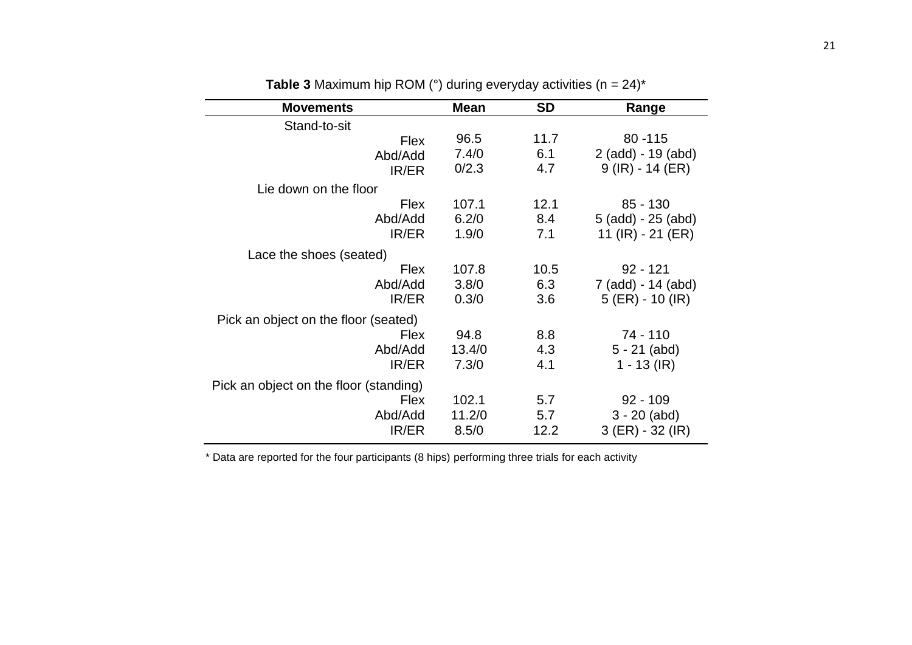**Table 3** Maximum hip ROM (°) during everyday activities (n = 24)*

| Movements | Mean | SD | Range |
|---|---|---|---|
| Stand-to-sit | | | |
| Flex | 96.5 | 11.7 | 80 -115 |
| Abd/Add | 7.4/0 | 6.1 | 2 (add) - 19 (abd) |
| IR/ER | 0/2.3 | 4.7 | 9 (IR) - 14 (ER) |
| Lie down on the floor | | | |
| Flex | 107.1 | 12.1 | 85 - 130 |
| Abd/Add | 6.2/0 | 8.4 | 5 (add) - 25 (abd) |
| IR/ER | 1.9/0 | 7.1 | 11 (IR) - 21 (ER) |
| Lace the shoes (seated) | | | |
| Flex | 107.8 | 10.5 | 92 - 121 |
| Abd/Add | 3.8/0 | 6.3 | 7 (add) - 14 (abd) |
| IR/ER | 0.3/0 | 3.6 | 5 (ER) - 10 (IR) |
| Pick an object on the floor (seated) | | | |
| Flex | 94.8 | 8.8 | 74 - 110 |
| Abd/Add | 13.4/0 | 4.3 | 5 - 21 (abd) |
| IR/ER | 7.3/0 | 4.1 | 1 - 13 (IR) |
| Pick an object on the floor (standing) | | | |
| Flex | 102.1 | 5.7 | 92 - 109 |
| Abd/Add | 11.2/0 | 5.7 | 3 - 20 (abd) |
| IR/ER | 8.5/0 | 12.2 | 3 (ER) - 32 (IR) |

* Data are reported for the four participants (8 hips) performing three trials for each activity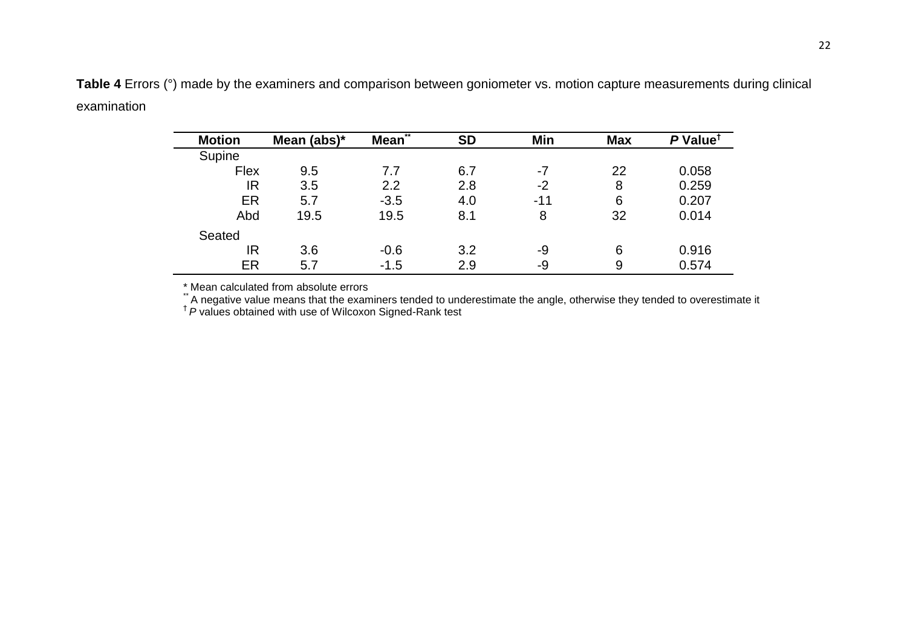**Table 4** Errors (°) made by the examiners and comparison between goniometer vs. motion capture measurements during clinical examination

| Motion | Mean (abs)* | Mean** | SD | Min | Max | *P* Value† |
|---|---|---|---|---|---|---|
| Supine | | | | | | |
| Flex | 9.5 | 7.7 | 6.7 | -7 | 22 | 0.058 |
| IR | 3.5 | 2.2 | 2.8 | -2 | 8 | 0.259 |
| ER | 5.7 | -3.5 | 4.0 | -11 | 6 | 0.207 |
| Abd | 19.5 | 19.5 | 8.1 | 8 | 32 | 0.014 |
| Seated | | | | | | |
| IR | 3.6 | -0.6 | 3.2 | -9 | 6 | 0.916 |
| ER | 5.7 | -1.5 | 2.9 | -9 | 9 | 0.574 |

\* Mean calculated from absolute errors

** A negative value means that the examiners tended to underestimate the angle, otherwise they tended to overestimate it

† *P* values obtained with use of Wilcoxon Signed-Rank test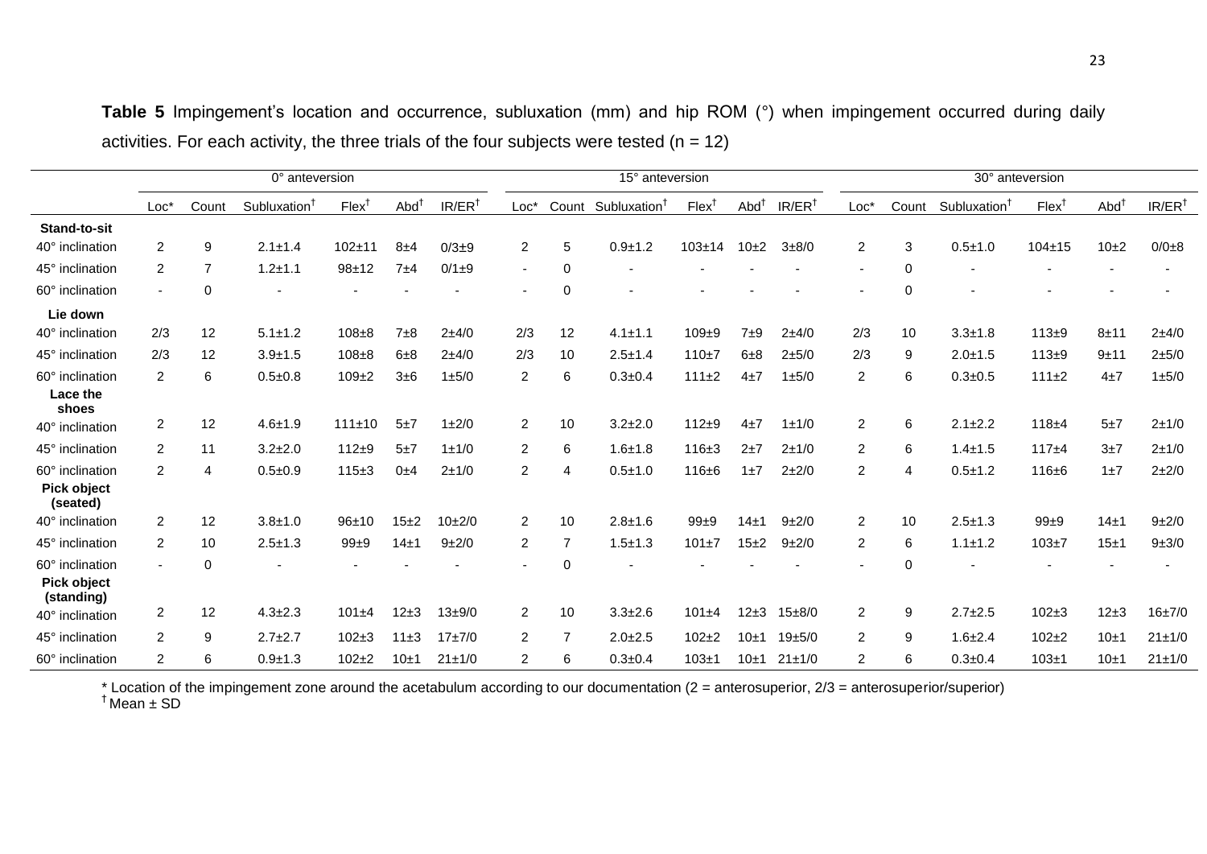**Table 5** Impingement's location and occurrence, subluxation (mm) and hip ROM (°) when impingement occurred during daily activities. For each activity, the three trials of the four subjects were tested (n = 12)

| | 0° anteversion | | | | | | 15° anteversion | | | | | | 30° anteversion | | | | | |
|---|---|---|---|---|---|---|---|---|---|---|---|---|---|---|---|---|---|---|
| | Loc* | Count | Subluxation† | Flex† | Abd† | IR/ER† | Loc* | Count | Subluxation† | Flex† | Abd† | IR/ER† | Loc* | Count | Subluxation† | Flex† | Abd† | IR/ER† |
| **Stand-to-sit** | | | | | | | | | | | | | | | | | | |
| 40° inclination | 2 | 9 | 2.1±1.4 | 102±11 | 8±4 | 0/3±9 | 2 | 5 | 0.9±1.2 | 103±14 | 10±2 | 3±8/0 | 2 | 3 | 0.5±1.0 | 104±15 | 10±2 | 0/0±8 |
| 45° inclination | 2 | 7 | 1.2±1.1 | 98±12 | 7±4 | 0/1±9 | - | 0 | - | - | - | - | - | 0 | - | - | - | - |
| 60° inclination | - | 0 | - | - | - | - | - | 0 | - | - | - | - | - | 0 | - | - | - | - |
| **Lie down** | | | | | | | | | | | | | | | | | | |
| 40° inclination | 2/3 | 12 | 5.1±1.2 | 108±8 | 7±8 | 2±4/0 | 2/3 | 12 | 4.1±1.1 | 109±9 | 7±9 | 2±4/0 | 2/3 | 10 | 3.3±1.8 | 113±9 | 8±11 | 2±4/0 |
| 45° inclination | 2/3 | 12 | 3.9±1.5 | 108±8 | 6±8 | 2±4/0 | 2/3 | 10 | 2.5±1.4 | 110±7 | 6±8 | 2±5/0 | 2/3 | 9 | 2.0±1.5 | 113±9 | 9±11 | 2±5/0 |
| 60° inclination | 2 | 6 | 0.5±0.8 | 109±2 | 3±6 | 1±5/0 | 2 | 6 | 0.3±0.4 | 111±2 | 4±7 | 1±5/0 | 2 | 6 | 0.3±0.5 | 111±2 | 4±7 | 1±5/0 |
| **Lace the shoes** | | | | | | | | | | | | | | | | | | |
| 40° inclination | 2 | 12 | 4.6±1.9 | 111±10 | 5±7 | 1±2/0 | 2 | 10 | 3.2±2.0 | 112±9 | 4±7 | 1±1/0 | 2 | 6 | 2.1±2.2 | 118±4 | 5±7 | 2±1/0 |
| 45° inclination | 2 | 11 | 3.2±2.0 | 112±9 | 5±7 | 1±1/0 | 2 | 6 | 1.6±1.8 | 116±3 | 2±7 | 2±1/0 | 2 | 6 | 1.4±1.5 | 117±4 | 3±7 | 2±1/0 |
| 60° inclination | 2 | 4 | 0.5±0.9 | 115±3 | 0±4 | 2±1/0 | 2 | 4 | 0.5±1.0 | 116±6 | 1±7 | 2±2/0 | 2 | 4 | 0.5±1.2 | 116±6 | 1±7 | 2±2/0 |
| **Pick object (seated)** | | | | | | | | | | | | | | | | | | |
| 40° inclination | 2 | 12 | 3.8±1.0 | 96±10 | 15±2 | 10±2/0 | 2 | 10 | 2.8±1.6 | 99±9 | 14±1 | 9±2/0 | 2 | 10 | 2.5±1.3 | 99±9 | 14±1 | 9±2/0 |
| 45° inclination | 2 | 10 | 2.5±1.3 | 99±9 | 14±1 | 9±2/0 | 2 | 7 | 1.5±1.3 | 101±7 | 15±2 | 9±2/0 | 2 | 6 | 1.1±1.2 | 103±7 | 15±1 | 9±3/0 |
| 60° inclination | - | 0 | - | - | - | - | - | 0 | - | - | - | - | - | 0 | - | - | - | - |
| **Pick object (standing)** | | | | | | | | | | | | | | | | | | |
| 40° inclination | 2 | 12 | 4.3±2.3 | 101±4 | 12±3 | 13±9/0 | 2 | 10 | 3.3±2.6 | 101±4 | 12±3 | 15±8/0 | 2 | 9 | 2.7±2.5 | 102±3 | 12±3 | 16±7/0 |
| 45° inclination | 2 | 9 | 2.7±2.7 | 102±3 | 11±3 | 17±7/0 | 2 | 7 | 2.0±2.5 | 102±2 | 10±1 | 19±5/0 | 2 | 9 | 1.6±2.4 | 102±2 | 10±1 | 21±1/0 |
| 60° inclination | 2 | 6 | 0.9±1.3 | 102±2 | 10±1 | 21±1/0 | 2 | 6 | 0.3±0.4 | 103±1 | 10±1 | 21±1/0 | 2 | 6 | 0.3±0.4 | 103±1 | 10±1 | 21±1/0 |

\* Location of the impingement zone around the acetabulum according to our documentation (2 = anterosuperior, 2/3 = anterosuperior/superior)
† Mean ± SD